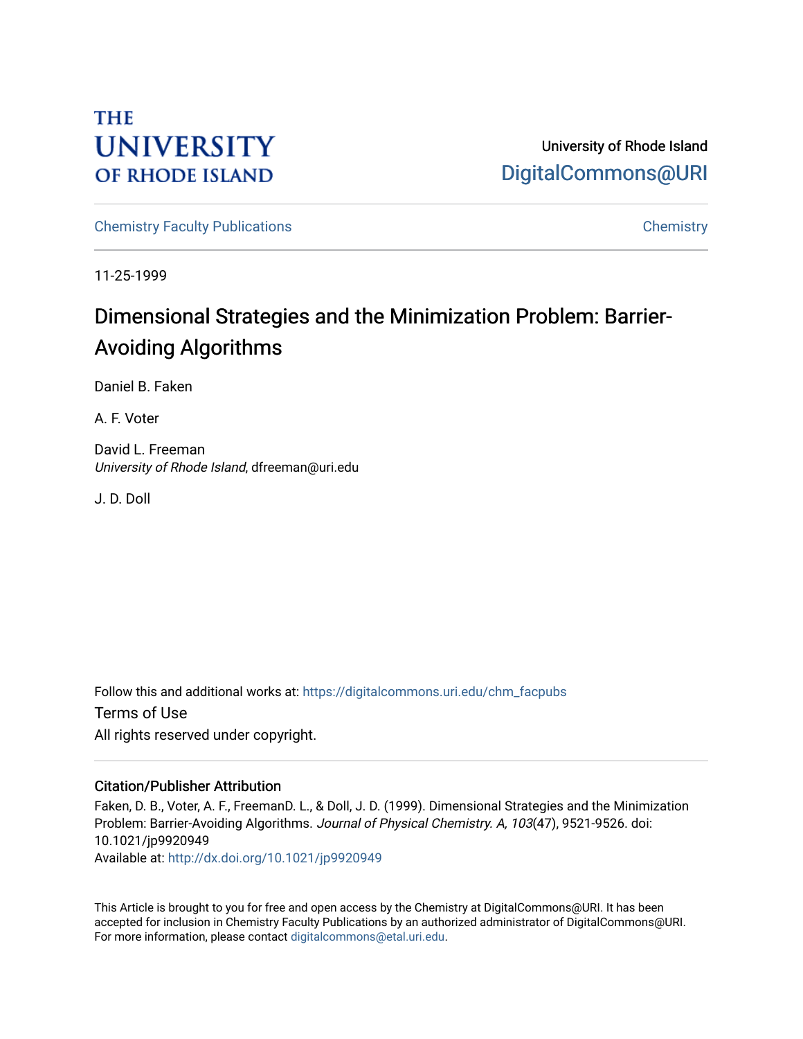THE UNIVERSITY OF RHODE ISLAND

University of Rhode Island
DigitalCommons@URI

Chemistry Faculty Publications | Chemistry

11-25-1999

# Dimensional Strategies and the Minimization Problem: Barrier-Avoiding Algorithms

Daniel B. Faken

A. F. Voter

David L. Freeman
*University of Rhode Island*, dfreeman@uri.edu

J. D. Doll

Follow this and additional works at: https://digitalcommons.uri.edu/chm_facpubs

Terms of Use
All rights reserved under copyright.

### Citation/Publisher Attribution

Faken, D. B., Voter, A. F., FreemanD. L., & Doll, J. D. (1999). Dimensional Strategies and the Minimization Problem: Barrier-Avoiding Algorithms. *Journal of Physical Chemistry. A, 103*(47), 9521-9526. doi: 10.1021/jp9920949
Available at: http://dx.doi.org/10.1021/jp9920949

This Article is brought to you for free and open access by the Chemistry at DigitalCommons@URI. It has been accepted for inclusion in Chemistry Faculty Publications by an authorized administrator of DigitalCommons@URI. For more information, please contact digitalcommons@etal.uri.edu.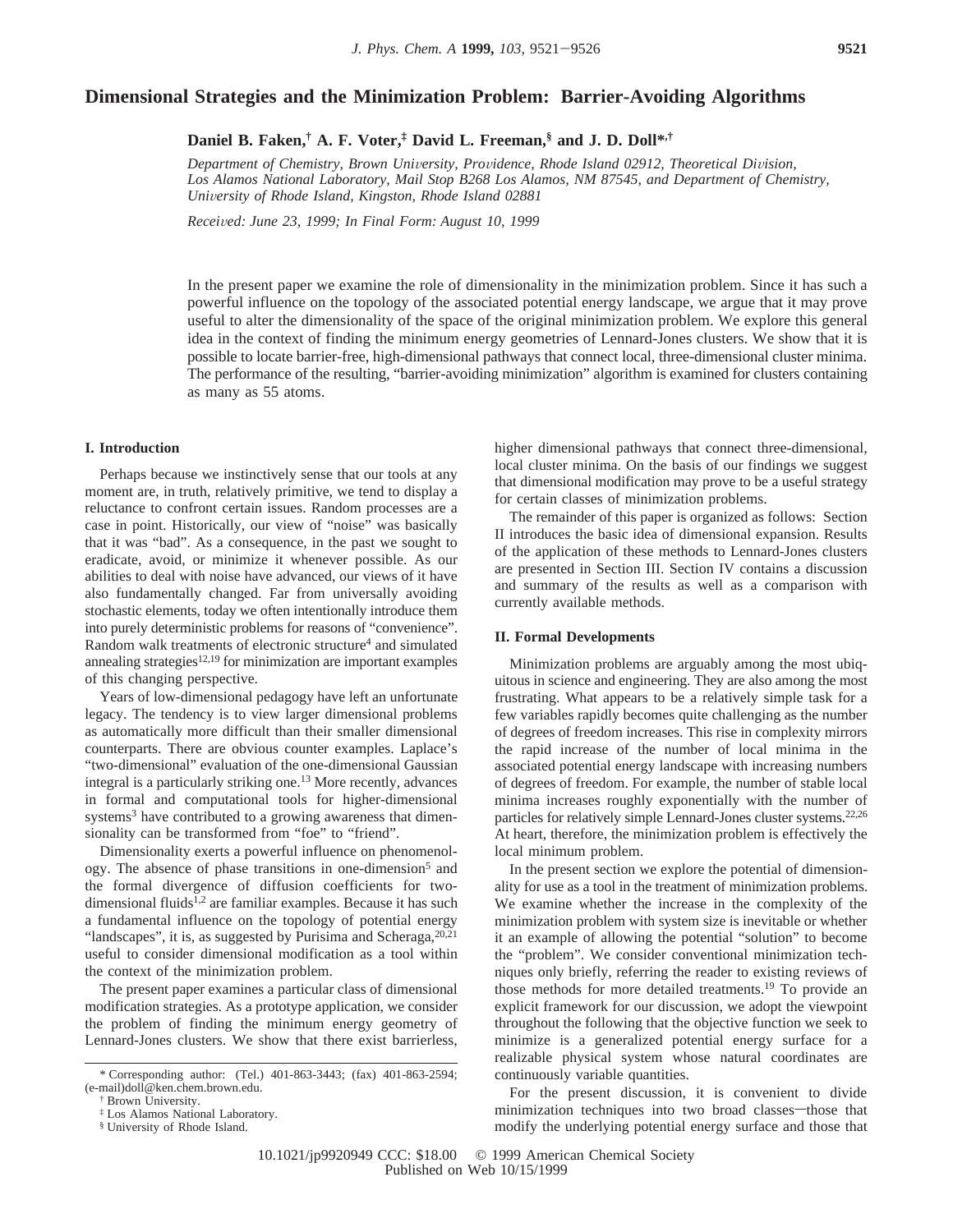# Dimensional Strategies and the Minimization Problem: Barrier-Avoiding Algorithms

**Daniel B. Faken,† A. F. Voter,‡ David L. Freeman,§ and J. D. Doll*,†**

*Department of Chemistry, Brown University, Providence, Rhode Island 02912, Theoretical Division, Los Alamos National Laboratory, Mail Stop B268 Los Alamos, NM 87545, and Department of Chemistry, University of Rhode Island, Kingston, Rhode Island 02881*

*Received: June 23, 1999; In Final Form: August 10, 1999*

In the present paper we examine the role of dimensionality in the minimization problem. Since it has such a powerful influence on the topology of the associated potential energy landscape, we argue that it may prove useful to alter the dimensionality of the space of the original minimization problem. We explore this general idea in the context of finding the minimum energy geometries of Lennard-Jones clusters. We show that it is possible to locate barrier-free, high-dimensional pathways that connect local, three-dimensional cluster minima. The performance of the resulting, "barrier-avoiding minimization" algorithm is examined for clusters containing as many as 55 atoms.

## I. Introduction

Perhaps because we instinctively sense that our tools at any moment are, in truth, relatively primitive, we tend to display a reluctance to confront certain issues. Random processes are a case in point. Historically, our view of "noise" was basically that it was "bad". As a consequence, in the past we sought to eradicate, avoid, or minimize it whenever possible. As our abilities to deal with noise have advanced, our views of it have also fundamentally changed. Far from universally avoiding stochastic elements, today we often intentionally introduce them into purely deterministic problems for reasons of "convenience". Random walk treatments of electronic structure[4] and simulated annealing strategies[12,19] for minimization are important examples of this changing perspective.

Years of low-dimensional pedagogy have left an unfortunate legacy. The tendency is to view larger dimensional problems as automatically more difficult than their smaller dimensional counterparts. There are obvious counter examples. Laplace's "two-dimensional" evaluation of the one-dimensional Gaussian integral is a particularly striking one.[13] More recently, advances in formal and computational tools for higher-dimensional systems[3] have contributed to a growing awareness that dimensionality can be transformed from "foe" to "friend".

Dimensionality exerts a powerful influence on phenomenology. The absence of phase transitions in one-dimension[5] and the formal divergence of diffusion coefficients for two-dimensional fluids[1,2] are familiar examples. Because it has such a fundamental influence on the topology of potential energy "landscapes", it is, as suggested by Purisima and Scheraga,[20,21] useful to consider dimensional modification as a tool within the context of the minimization problem.

The present paper examines a particular class of dimensional modification strategies. As a prototype application, we consider the problem of finding the minimum energy geometry of Lennard-Jones clusters. We show that there exist barrierless, higher dimensional pathways that connect three-dimensional, local cluster minima. On the basis of our findings we suggest that dimensional modification may prove to be a useful strategy for certain classes of minimization problems.

The remainder of this paper is organized as follows: Section II introduces the basic idea of dimensional expansion. Results of the application of these methods to Lennard-Jones clusters are presented in Section III. Section IV contains a discussion and summary of the results as well as a comparison with currently available methods.

## II. Formal Developments

Minimization problems are arguably among the most ubiquitous in science and engineering. They are also among the most frustrating. What appears to be a relatively simple task for a few variables rapidly becomes quite challenging as the number of degrees of freedom increases. This rise in complexity mirrors the rapid increase of the number of local minima in the associated potential energy landscape with increasing numbers of degrees of freedom. For example, the number of stable local minima increases roughly exponentially with the number of particles for relatively simple Lennard-Jones cluster systems.[22,26] At heart, therefore, the minimization problem is effectively the local minimum problem.

In the present section we explore the potential of dimensionality for use as a tool in the treatment of minimization problems. We examine whether the increase in the complexity of the minimization problem with system size is inevitable or whether it an example of allowing the potential "solution" to become the "problem". We consider conventional minimization techniques only briefly, referring the reader to existing reviews of those methods for more detailed treatments.[19] To provide an explicit framework for our discussion, we adopt the viewpoint throughout the following that the objective function we seek to minimize is a generalized potential energy surface for a realizable physical system whose natural coordinates are continuously variable quantities.

For the present discussion, it is convenient to divide minimization techniques into two broad classes—those that modify the underlying potential energy surface and those that

\* Corresponding author: (Tel.) 401-863-3443; (fax) 401-863-2594; (e-mail)doll@ken.chem.brown.edu.

† Brown University.

‡ Los Alamos National Laboratory.

§ University of Rhode Island.

10.1021/jp9920949 CCC: $18.00 © 1999 American Chemical Society
Published on Web 10/15/1999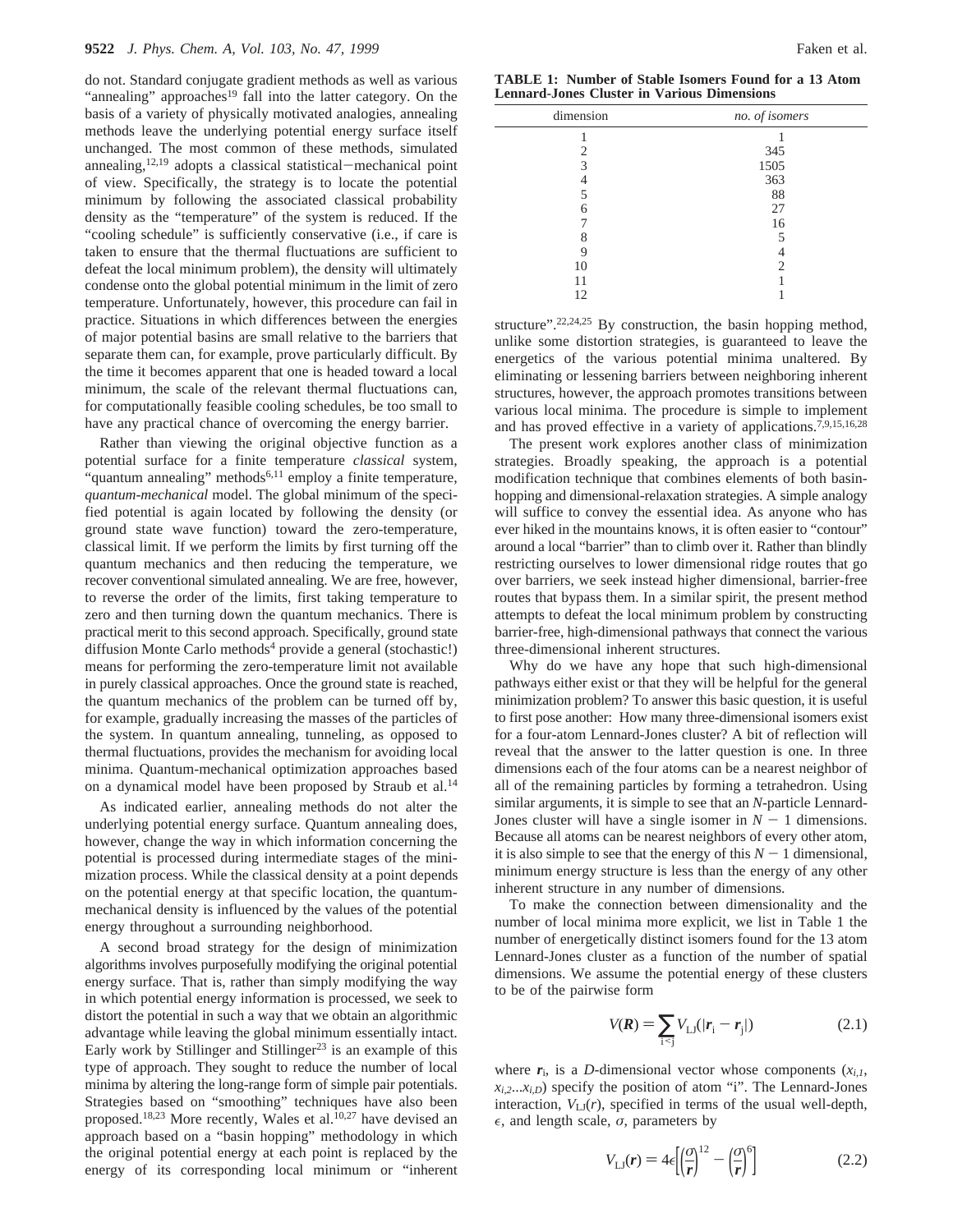do not. Standard conjugate gradient methods as well as various "annealing" approaches[19] fall into the latter category. On the basis of a variety of physically motivated analogies, annealing methods leave the underlying potential energy surface itself unchanged. The most common of these methods, simulated annealing,[12,19] adopts a classical statistical−mechanical point of view. Specifically, the strategy is to locate the potential minimum by following the associated classical probability density as the "temperature" of the system is reduced. If the "cooling schedule" is sufficiently conservative (i.e., if care is taken to ensure that the thermal fluctuations are sufficient to defeat the local minimum problem), the density will ultimately condense onto the global potential minimum in the limit of zero temperature. Unfortunately, however, this procedure can fail in practice. Situations in which differences between the energies of major potential basins are small relative to the barriers that separate them can, for example, prove particularly difficult. By the time it becomes apparent that one is headed toward a local minimum, the scale of the relevant thermal fluctuations can, for computationally feasible cooling schedules, be too small to have any practical chance of overcoming the energy barrier.

Rather than viewing the original objective function as a potential surface for a finite temperature *classical* system, "quantum annealing" methods[6,11] employ a finite temperature, *quantum-mechanical* model. The global minimum of the specified potential is again located by following the density (or ground state wave function) toward the zero-temperature, classical limit. If we perform the limits by first turning off the quantum mechanics and then reducing the temperature, we recover conventional simulated annealing. We are free, however, to reverse the order of the limits, first taking temperature to zero and then turning down the quantum mechanics. There is practical merit to this second approach. Specifically, ground state diffusion Monte Carlo methods[4] provide a general (stochastic!) means for performing the zero-temperature limit not available in purely classical approaches. Once the ground state is reached, the quantum mechanics of the problem can be turned off by, for example, gradually increasing the masses of the particles of the system. In quantum annealing, tunneling, as opposed to thermal fluctuations, provides the mechanism for avoiding local minima. Quantum-mechanical optimization approaches based on a dynamical model have been proposed by Straub et al.[14]

As indicated earlier, annealing methods do not alter the underlying potential energy surface. Quantum annealing does, however, change the way in which information concerning the potential is processed during intermediate stages of the minimization process. While the classical density at a point depends on the potential energy at that specific location, the quantum-mechanical density is influenced by the values of the potential energy throughout a surrounding neighborhood.

A second broad strategy for the design of minimization algorithms involves purposefully modifying the original potential energy surface. That is, rather than simply modifying the way in which potential energy information is processed, we seek to distort the potential in such a way that we obtain an algorithmic advantage while leaving the global minimum essentially intact. Early work by Stillinger and Stillinger[23] is an example of this type of approach. They sought to reduce the number of local minima by altering the long-range form of simple pair potentials. Strategies based on "smoothing" techniques have also been proposed.[18,23] More recently, Wales et al.[10,27] have devised an approach based on a "basin hopping" methodology in which the original potential energy at each point is replaced by the energy of its corresponding local minimum or "inherent structure".[22,24,25] By construction, the basin hopping method, unlike some distortion strategies, is guaranteed to leave the energetics of the various potential minima unaltered. By eliminating or lessening barriers between neighboring inherent structures, however, the approach promotes transitions between various local minima. The procedure is simple to implement and has proved effective in a variety of applications.[7,9,15,16,28]

**TABLE 1: Number of Stable Isomers Found for a 13 Atom Lennard-Jones Cluster in Various Dimensions**

| dimension | *no. of isomers* |
|---|---|
| 1 | 1 |
| 2 | 345 |
| 3 | 1505 |
| 4 | 363 |
| 5 | 88 |
| 6 | 27 |
| 7 | 16 |
| 8 | 5 |
| 9 | 4 |
| 10 | 2 |
| 11 | 1 |
| 12 | 1 |

The present work explores another class of minimization strategies. Broadly speaking, the approach is a potential modification technique that combines elements of both basin-hopping and dimensional-relaxation strategies. A simple analogy will suffice to convey the essential idea. As anyone who has ever hiked in the mountains knows, it is often easier to "contour" around a local "barrier" than to climb over it. Rather than blindly restricting ourselves to lower dimensional ridge routes that go over barriers, we seek instead higher dimensional, barrier-free routes that bypass them. In a similar spirit, the present method attempts to defeat the local minimum problem by constructing barrier-free, high-dimensional pathways that connect the various three-dimensional inherent structures.

Why do we have any hope that such high-dimensional pathways either exist or that they will be helpful for the general minimization problem? To answer this basic question, it is useful to first pose another: How many three-dimensional isomers exist for a four-atom Lennard-Jones cluster? A bit of reflection will reveal that the answer to the latter question is one. In three dimensions each of the four atoms can be a nearest neighbor of all of the remaining particles by forming a tetrahedron. Using similar arguments, it is simple to see that an $N$-particle Lennard-Jones cluster will have a single isomer in $N - 1$ dimensions. Because all atoms can be nearest neighbors of every other atom, it is also simple to see that the energy of this $N - 1$ dimensional, minimum energy structure is less than the energy of any other inherent structure in any number of dimensions.

To make the connection between dimensionality and the number of local minima more explicit, we list in Table 1 the number of energetically distinct isomers found for the 13 atom Lennard-Jones cluster as a function of the number of spatial dimensions. We assume the potential energy of these clusters to be of the pairwise form

$$V(\boldsymbol{R}) = \sum_{i<j} V_{LJ}(|\boldsymbol{r}_i - \boldsymbol{r}_j|) \tag{2.1}$$

where $\boldsymbol{r}_i$, is a $D$-dimensional vector whose components ($x_{i,1}$, $x_{i,2}...x_{i,D}$) specify the position of atom "i". The Lennard-Jones interaction, $V_{LJ}(r)$, specified in terms of the usual well-depth, $\epsilon$, and length scale, $\sigma$, parameters by

$$V_{LJ}(\boldsymbol{r}) = 4\epsilon\left[\left(\frac{\sigma}{\boldsymbol{r}}\right)^{12} - \left(\frac{\sigma}{\boldsymbol{r}}\right)^{6}\right] \tag{2.2}$$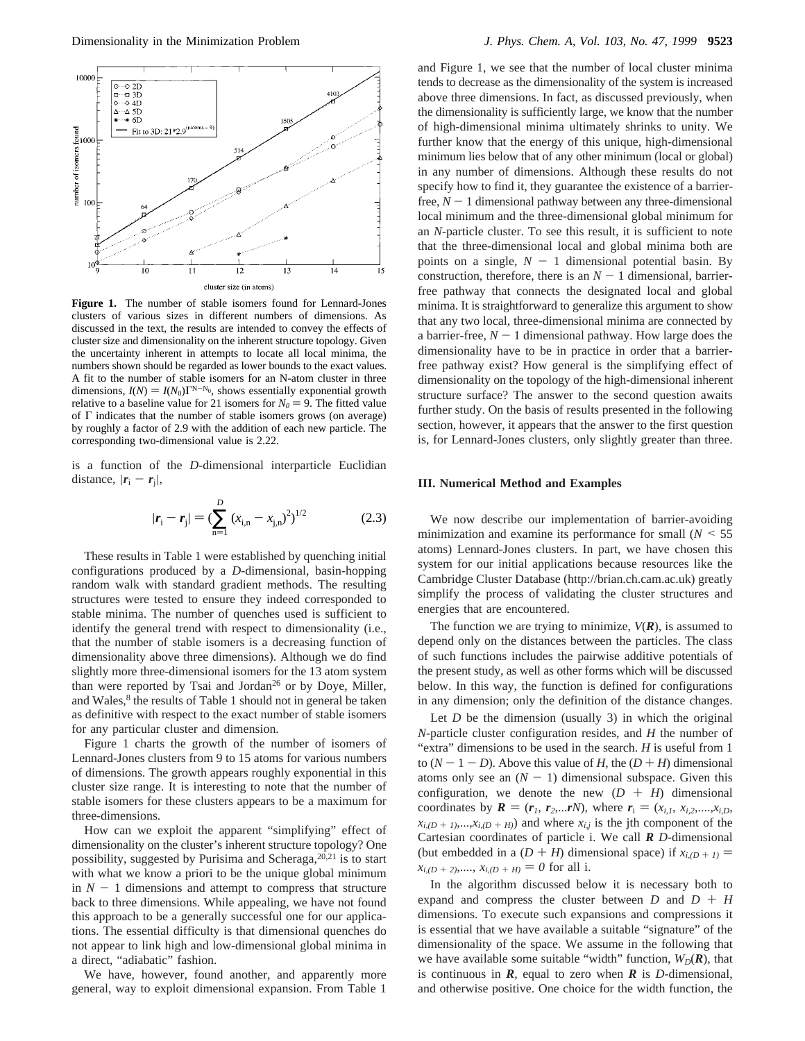**Figure 1.** The number of stable isomers found for Lennard-Jones clusters of various sizes in different numbers of dimensions. As discussed in the text, the results are intended to convey the effects of cluster size and dimensionality on the inherent structure topology. Given the uncertainty inherent in attempts to locate all local minima, the numbers shown should be regarded as lower bounds to the exact values. A fit to the number of stable isomers for an N-atom cluster in three dimensions, $I(N) = I(N_0)\Gamma^{N-N_0}$, shows essentially exponential growth relative to a baseline value for 21 isomers for $N_0 = 9$. The fitted value of $\Gamma$ indicates that the number of stable isomers grows (on average) by roughly a factor of 2.9 with the addition of each new particle. The corresponding two-dimensional value is 2.22.

is a function of the $D$-dimensional interparticle Euclidian distance, $|\mathbf{r}_i - \mathbf{r}_j|$,

$$|\mathbf{r}_i - \mathbf{r}_j| = \left(\sum_{n=1}^{D} (x_{i,n} - x_{j,n})^2\right)^{1/2} \tag{2.3}$$

These results in Table 1 were established by quenching initial configurations produced by a $D$-dimensional, basin-hopping random walk with standard gradient methods. The resulting structures were tested to ensure they indeed corresponded to stable minima. The number of quenches used is sufficient to identify the general trend with respect to dimensionality (i.e., that the number of stable isomers is a decreasing function of dimensionality above three dimensions). Although we do find slightly more three-dimensional isomers for the 13 atom system than were reported by Tsai and Jordan[26] or by Doye, Miller, and Wales,[8] the results of Table 1 should not in general be taken as definitive with respect to the exact number of stable isomers for any particular cluster and dimension.

Figure 1 charts the growth of the number of isomers of Lennard-Jones clusters from 9 to 15 atoms for various numbers of dimensions. The growth appears roughly exponential in this cluster size range. It is interesting to note that the number of stable isomers for these clusters appears to be a maximum for three-dimensions.

How can we exploit the apparent "simplifying" effect of dimensionality on the cluster's inherent structure topology? One possibility, suggested by Purisima and Scheraga,[20,21] is to start with what we know a priori to be the unique global minimum in $N - 1$ dimensions and attempt to compress that structure back to three dimensions. While appealing, we have not found this approach to be a generally successful one for our applications. The essential difficulty is that dimensional quenches do not appear to link high and low-dimensional global minima in a direct, "adiabatic" fashion.

We have, however, found another, and apparently more general, way to exploit dimensional expansion. From Table 1 and Figure 1, we see that the number of local cluster minima tends to decrease as the dimensionality of the system is increased above three dimensions. In fact, as discussed previously, when the dimensionality is sufficiently large, we know that the number of high-dimensional minima ultimately shrinks to unity. We further know that the energy of this unique, high-dimensional minimum lies below that of any other minimum (local or global) in any number of dimensions. Although these results do not specify how to find it, they guarantee the existence of a barrier-free, $N - 1$ dimensional pathway between any three-dimensional local minimum and the three-dimensional global minimum for an $N$-particle cluster. To see this result, it is sufficient to note that the three-dimensional local and global minima both are points on a single, $N - 1$ dimensional potential basin. By construction, therefore, there is an $N - 1$ dimensional, barrier-free pathway that connects the designated local and global minima. It is straightforward to generalize this argument to show that any two local, three-dimensional minima are connected by a barrier-free, $N - 1$ dimensional pathway. How large does the dimensionality have to be in practice in order that a barrier-free pathway exist? How general is the simplifying effect of dimensionality on the topology of the high-dimensional inherent structure surface? The answer to the second question awaits further study. On the basis of results presented in the following section, however, it appears that the answer to the first question is, for Lennard-Jones clusters, only slightly greater than three.

### III. Numerical Method and Examples

We now describe our implementation of barrier-avoiding minimization and examine its performance for small ($N < 55$ atoms) Lennard-Jones clusters. In part, we have chosen this system for our initial applications because resources like the Cambridge Cluster Database (http://brian.ch.cam.ac.uk) greatly simplify the process of validating the cluster structures and energies that are encountered.

The function we are trying to minimize, $V(\mathbf{R})$, is assumed to depend only on the distances between the particles. The class of such functions includes the pairwise additive potentials of the present study, as well as other forms which will be discussed below. In this way, the function is defined for configurations in any dimension; only the definition of the distance changes.

Let $D$ be the dimension (usually 3) in which the original $N$-particle cluster configuration resides, and $H$ the number of "extra" dimensions to be used in the search. $H$ is useful from 1 to $(N - 1 - D)$. Above this value of $H$, the $(D + H)$ dimensional atoms only see an $(N - 1)$ dimensional subspace. Given this configuration, we denote the new $(D + H)$ dimensional coordinates by $\mathbf{R} = (\mathbf{r}_1, \mathbf{r}_2, ...\mathbf{r}N)$, where $\mathbf{r}_i = (x_{i,1}, x_{i,2}, ...., x_{i,D}, x_{i,(D+1)}, ..., x_{i,(D+H)})$ and where $x_{i,j}$ is the jth component of the Cartesian coordinates of particle i. We call $\mathbf{R}$ $D$-dimensional (but embedded in a $(D + H)$ dimensional space) if $x_{i,(D+1)} = x_{i,(D+2)}, ...., x_{i,(D+H)} = 0$ for all i.

In the algorithm discussed below it is necessary both to expand and compress the cluster between $D$ and $D + H$ dimensions. To execute such expansions and compressions it is essential that we have available a suitable "signature" of the dimensionality of the space. We assume in the following that we have available some suitable "width" function, $W_D(\mathbf{R})$, that is continuous in $\mathbf{R}$, equal to zero when $\mathbf{R}$ is $D$-dimensional, and otherwise positive. One choice for the width function, the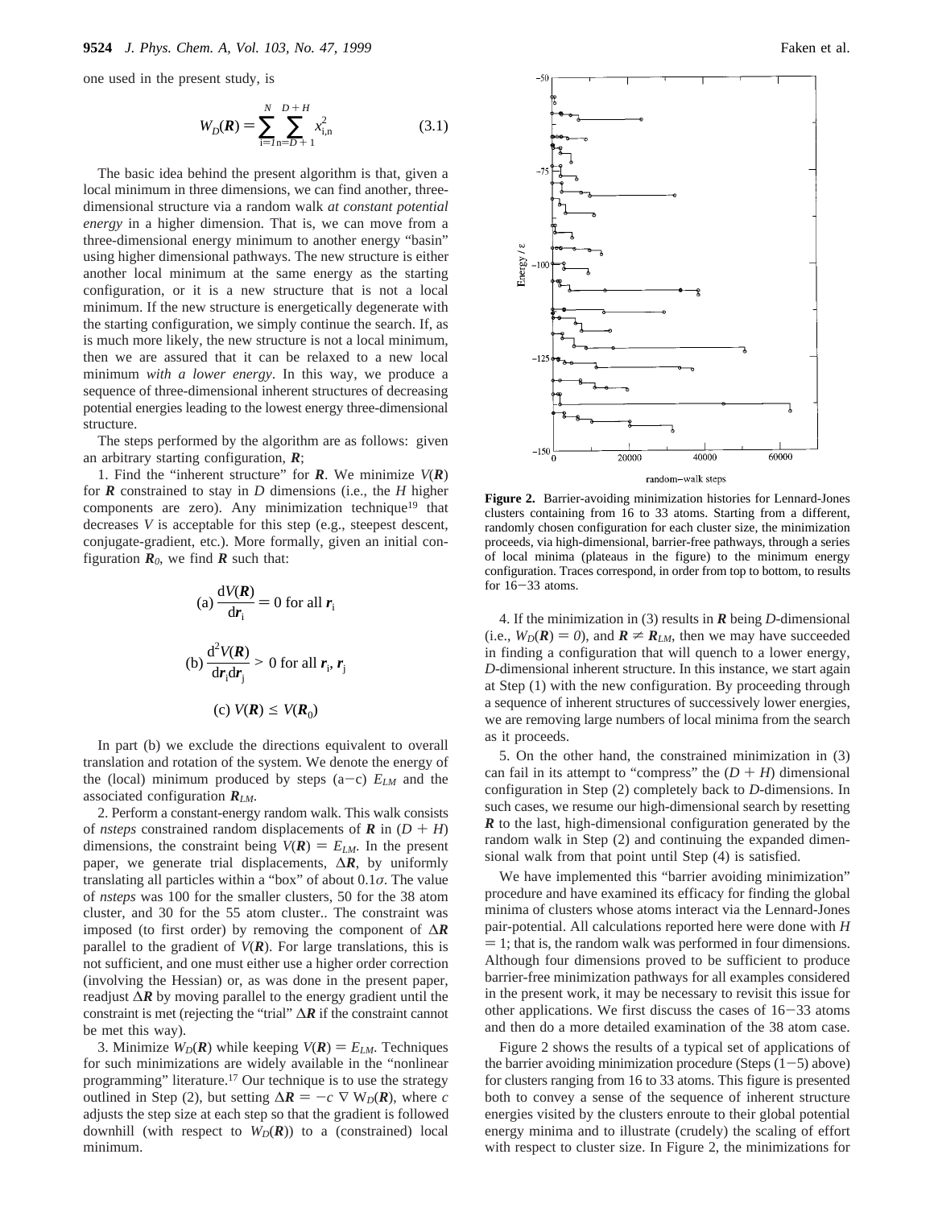one used in the present study, is

$$W_D(\boldsymbol{R}) = \sum_{i=1}^{N} \sum_{n=D+1}^{D+H} x_{i,n}^2 \qquad (3.1)$$

The basic idea behind the present algorithm is that, given a local minimum in three dimensions, we can find another, three-dimensional structure via a random walk *at constant potential energy* in a higher dimension. That is, we can move from a three-dimensional energy minimum to another energy "basin" using higher dimensional pathways. The new structure is either another local minimum at the same energy as the starting configuration, or it is a new structure that is not a local minimum. If the new structure is energetically degenerate with the starting configuration, we simply continue the search. If, as is much more likely, the new structure is not a local minimum, then we are assured that it can be relaxed to a new local minimum *with a lower energy*. In this way, we produce a sequence of three-dimensional inherent structures of decreasing potential energies leading to the lowest energy three-dimensional structure.

The steps performed by the algorithm are as follows: given an arbitrary starting configuration, $\boldsymbol{R}$;

1. Find the "inherent structure" for $\boldsymbol{R}$. We minimize $V(\boldsymbol{R})$ for $\boldsymbol{R}$ constrained to stay in $D$ dimensions (i.e., the $H$ higher components are zero). Any minimization technique[19] that decreases $V$ is acceptable for this step (e.g., steepest descent, conjugate-gradient, etc.). More formally, given an initial configuration $\boldsymbol{R}_0$, we find $\boldsymbol{R}$ such that:

$$\text{(a)}\ \frac{dV(\boldsymbol{R})}{d\boldsymbol{r}_i} = 0 \text{ for all } \boldsymbol{r}_i$$

$$\text{(b)}\ \frac{d^2V(\boldsymbol{R})}{d\boldsymbol{r}_i d\boldsymbol{r}_j} > 0 \text{ for all } \boldsymbol{r}_i, \boldsymbol{r}_j$$

$$\text{(c)}\ V(\boldsymbol{R}) \leq V(\boldsymbol{R}_0)$$

In part (b) we exclude the directions equivalent to overall translation and rotation of the system. We denote the energy of the (local) minimum produced by steps (a–c) $E_{LM}$ and the associated configuration $\boldsymbol{R}_{LM}$.

2. Perform a constant-energy random walk. This walk consists of *nsteps* constrained random displacements of $\boldsymbol{R}$ in $(D + H)$ dimensions, the constraint being $V(\boldsymbol{R}) = E_{LM}$. In the present paper, we generate trial displacements, $\Delta\boldsymbol{R}$, by uniformly translating all particles within a "box" of about $0.1\sigma$. The value of *nsteps* was 100 for the smaller clusters, 50 for the 38 atom cluster, and 30 for the 55 atom cluster.. The constraint was imposed (to first order) by removing the component of $\Delta\boldsymbol{R}$ parallel to the gradient of $V(\boldsymbol{R})$. For large translations, this is not sufficient, and one must either use a higher order correction (involving the Hessian) or, as was done in the present paper, readjust $\Delta\boldsymbol{R}$ by moving parallel to the energy gradient until the constraint is met (rejecting the "trial" $\Delta\boldsymbol{R}$ if the constraint cannot be met this way).

3. Minimize $W_D(\boldsymbol{R})$ while keeping $V(\boldsymbol{R}) = E_{LM}$. Techniques for such minimizations are widely available in the "nonlinear programming" literature.[17] Our technique is to use the strategy outlined in Step (2), but setting $\Delta\boldsymbol{R} = -c\ \nabla W_D(\boldsymbol{R})$, where $c$ adjusts the step size at each step so that the gradient is followed downhill (with respect to $W_D(\boldsymbol{R})$) to a (constrained) local minimum.

**Figure 2.** Barrier-avoiding minimization histories for Lennard-Jones clusters containing from 16 to 33 atoms. Starting from a different, randomly chosen configuration for each cluster size, the minimization proceeds, via high-dimensional, barrier-free pathways, through a series of local minima (plateaus in the figure) to the minimum energy configuration. Traces correspond, in order from top to bottom, to results for 16–33 atoms.

4. If the minimization in (3) results in $\boldsymbol{R}$ being $D$-dimensional (i.e., $W_D(\boldsymbol{R}) = 0$), and $\boldsymbol{R} \neq \boldsymbol{R}_{LM}$, then we may have succeeded in finding a configuration that will quench to a lower energy, $D$-dimensional inherent structure. In this instance, we start again at Step (1) with the new configuration. By proceeding through a sequence of inherent structures of successively lower energies, we are removing large numbers of local minima from the search as it proceeds.

5. On the other hand, the constrained minimization in (3) can fail in its attempt to "compress" the $(D + H)$ dimensional configuration in Step (2) completely back to $D$-dimensions. In such cases, we resume our high-dimensional search by resetting $\boldsymbol{R}$ to the last, high-dimensional configuration generated by the random walk in Step (2) and continuing the expanded dimensional walk from that point until Step (4) is satisfied.

We have implemented this "barrier avoiding minimization" procedure and have examined its efficacy for finding the global minima of clusters whose atoms interact via the Lennard-Jones pair-potential. All calculations reported here were done with $H = 1$; that is, the random walk was performed in four dimensions. Although four dimensions proved to be sufficient to produce barrier-free minimization pathways for all examples considered in the present work, it may be necessary to revisit this issue for other applications. We first discuss the cases of 16–33 atoms and then do a more detailed examination of the 38 atom case.

Figure 2 shows the results of a typical set of applications of the barrier avoiding minimization procedure (Steps (1–5) above) for clusters ranging from 16 to 33 atoms. This figure is presented both to convey a sense of the sequence of inherent structure energies visited by the clusters enroute to their global potential energy minima and to illustrate (crudely) the scaling of effort with respect to cluster size. In Figure 2, the minimizations for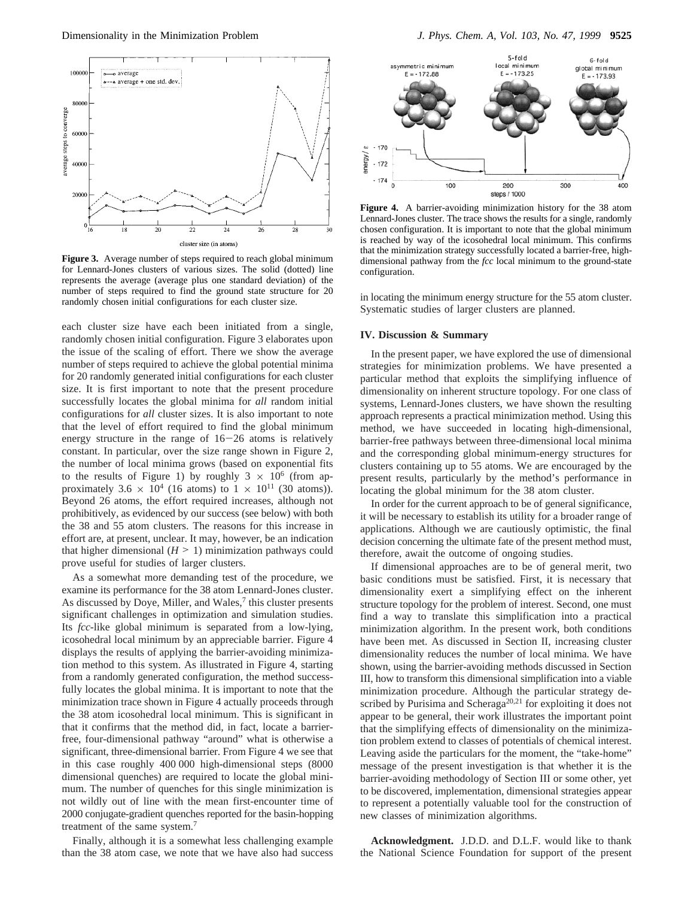**Figure 3.** Average number of steps required to reach global minimum for Lennard-Jones clusters of various sizes. The solid (dotted) line represents the average (average plus one standard deviation) of the number of steps required to find the ground state structure for 20 randomly chosen initial configurations for each cluster size.

each cluster size have each been initiated from a single, randomly chosen initial configuration. Figure 3 elaborates upon the issue of the scaling of effort. There we show the average number of steps required to achieve the global potential minima for 20 randomly generated initial configurations for each cluster size. It is first important to note that the present procedure successfully locates the global minima for *all* random initial configurations for *all* cluster sizes. It is also important to note that the level of effort required to find the global minimum energy structure in the range of 16−26 atoms is relatively constant. In particular, over the size range shown in Figure 2, the number of local minima grows (based on exponential fits to the results of Figure 1) by roughly $3 \times 10^6$ (from approximately $3.6 \times 10^4$ (16 atoms) to $1 \times 10^{11}$ (30 atoms)). Beyond 26 atoms, the effort required increases, although not prohibitively, as evidenced by our success (see below) with both the 38 and 55 atom clusters. The reasons for this increase in effort are, at present, unclear. It may, however, be an indication that higher dimensional ($H > 1$) minimization pathways could prove useful for studies of larger clusters.

As a somewhat more demanding test of the procedure, we examine its performance for the 38 atom Lennard-Jones cluster. As discussed by Doye, Miller, and Wales,[7] this cluster presents significant challenges in optimization and simulation studies. Its *fcc*-like global minimum is separated from a low-lying, icosohedral local minimum by an appreciable barrier. Figure 4 displays the results of applying the barrier-avoiding minimization method to this system. As illustrated in Figure 4, starting from a randomly generated configuration, the method successfully locates the global minima. It is important to note that the minimization trace shown in Figure 4 actually proceeds through the 38 atom icosohedral local minimum. This is significant in that it confirms that the method did, in fact, locate a barrier-free, four-dimensional pathway "around" what is otherwise a significant, three-dimensional barrier. From Figure 4 we see that in this case roughly 400 000 high-dimensional steps (8000 dimensional quenches) are required to locate the global minimum. The number of quenches for this single minimization is not wildly out of line with the mean first-encounter time of 2000 conjugate-gradient quenches reported for the basin-hopping treatment of the same system.[7]

Finally, although it is a somewhat less challenging example than the 38 atom case, we note that we have also had success in locating the minimum energy structure for the 55 atom cluster. Systematic studies of larger clusters are planned.

**Figure 4.** A barrier-avoiding minimization history for the 38 atom Lennard-Jones cluster. The trace shows the results for a single, randomly chosen configuration. It is important to note that the global minimum is reached by way of the icosohedral local minimum. This confirms that the minimization strategy successfully located a barrier-free, high-dimensional pathway from the *fcc* local minimum to the ground-state configuration.

## IV. Discussion & Summary

In the present paper, we have explored the use of dimensional strategies for minimization problems. We have presented a particular method that exploits the simplifying influence of dimensionality on inherent structure topology. For one class of systems, Lennard-Jones clusters, we have shown the resulting approach represents a practical minimization method. Using this method, we have succeeded in locating high-dimensional, barrier-free pathways between three-dimensional local minima and the corresponding global minimum-energy structures for clusters containing up to 55 atoms. We are encouraged by the present results, particularly by the method's performance in locating the global minimum for the 38 atom cluster.

In order for the current approach to be of general significance, it will be necessary to establish its utility for a broader range of applications. Although we are cautiously optimistic, the final decision concerning the ultimate fate of the present method must, therefore, await the outcome of ongoing studies.

If dimensional approaches are to be of general merit, two basic conditions must be satisfied. First, it is necessary that dimensionality exert a simplifying effect on the inherent structure topology for the problem of interest. Second, one must find a way to translate this simplification into a practical minimization algorithm. In the present work, both conditions have been met. As discussed in Section II, increasing cluster dimensionality reduces the number of local minima. We have shown, using the barrier-avoiding methods discussed in Section III, how to transform this dimensional simplification into a viable minimization procedure. Although the particular strategy described by Purisima and Scheraga[20,21] for exploiting it does not appear to be general, their work illustrates the important point that the simplifying effects of dimensionality on the minimization problem extend to classes of potentials of chemical interest. Leaving aside the particulars for the moment, the "take-home" message of the present investigation is that whether it is the barrier-avoiding methodology of Section III or some other, yet to be discovered, implementation, dimensional strategies appear to represent a potentially valuable tool for the construction of new classes of minimization algorithms.

**Acknowledgment.** J.D.D. and D.L.F. would like to thank the National Science Foundation for support of the present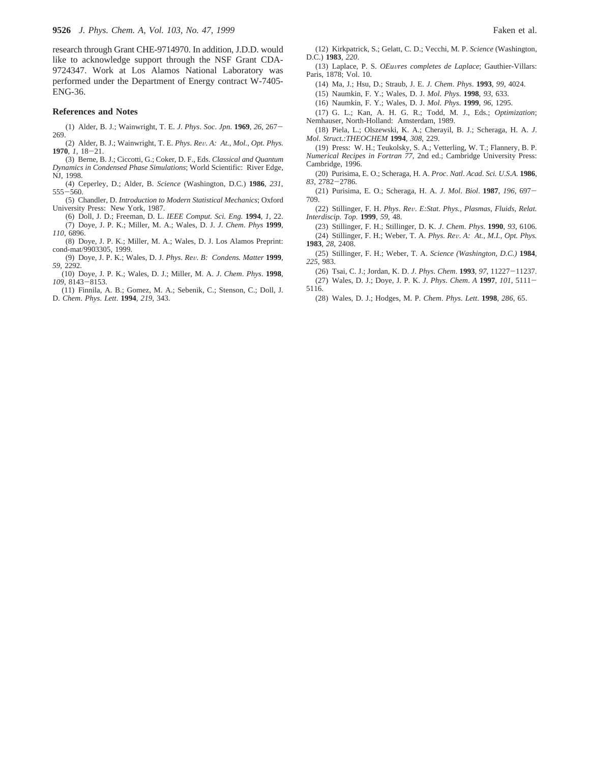research through Grant CHE-9714970. In addition, J.D.D. would like to acknowledge support through the NSF Grant CDA-9724347. Work at Los Alamos National Laboratory was performed under the Department of Energy contract W-7405-ENG-36.

### References and Notes

(1) Alder, B. J.; Wainwright, T. E. *J. Phys. Soc. Jpn.* **1969**, *26*, 267–269.

(2) Alder, B. J.; Wainwright, T. E. *Phys. Rev. A: At., Mol., Opt. Phys.* **1970**, *1*, 18–21.

(3) Berne, B. J.; Ciccotti, G.; Coker, D. F., Eds. *Classical and Quantum Dynamics in Condensed Phase Simulations*; World Scientific: River Edge, NJ, 1998.

(4) Ceperley, D.; Alder, B. *Science* (Washington, D.C.) **1986**, *231*, 555–560.

(5) Chandler, D. *Introduction to Modern Statistical Mechanics*; Oxford University Press: New York, 1987.

(6) Doll, J. D.; Freeman, D. L. *IEEE Comput. Sci. Eng.* **1994**, *1*, 22.

(7) Doye, J. P. K.; Miller, M. A.; Wales, D. J. *J. Chem. Phys* **1999**, *110*, 6896.

(8) Doye, J. P. K.; Miller, M. A.; Wales, D. J. Los Alamos Preprint: cond-mat/9903305, 1999.

(9) Doye, J. P. K.; Wales, D. J. *Phys. Rev. B: Condens. Matter* **1999**, *59*, 2292.

(10) Doye, J. P. K.; Wales, D. J.; Miller, M. A. *J. Chem. Phys.* **1998**, *109*, 8143–8153.

(11) Finnila, A. B.; Gomez, M. A.; Sebenik, C.; Stenson, C.; Doll, J. D. *Chem. Phys. Lett.* **1994**, *219*, 343.

(12) Kirkpatrick, S.; Gelatt, C. D.; Vecchi, M. P. *Science* (Washington, D.C.) **1983**, *220*.

(13) Laplace, P. S. *OEuvres completes de Laplace*; Gauthier-Villars: Paris, 1878; Vol. 10.

(14) Ma, J.; Hsu, D.; Straub, J. E. *J. Chem. Phys.* **1993**, *99*, 4024.

(15) Naumkin, F. Y.; Wales, D. J. *Mol. Phys.* **1998**, *93*, 633.

(16) Naumkin, F. Y.; Wales, D. J. *Mol. Phys.* **1999**, *96*, 1295.

(17) G. L.; Kan, A. H. G. R.; Todd, M. J., Eds.; *Optimization*; Nemhauser, North-Holland: Amsterdam, 1989.

(18) Piela, L.; Olszewski, K. A.; Cherayil, B. J.; Scheraga, H. A. *J. Mol. Struct.:THEOCHEM* **1994**, *308*, 229.

(19) Press: W. H.; Teukolsky, S. A.; Vetterling, W. T.; Flannery, B. P. *Numerical Recipes in Fortran 77*, 2nd ed.; Cambridge University Press: Cambridge, 1996.

(20) Purisima, E. O.; Scheraga, H. A. *Proc. Natl. Acad. Sci. U.S.A.* **1986**, *83*, 2782–2786.

(21) Purisima, E. O.; Scheraga, H. A. *J. Mol. Biol.* **1987**, *196*, 697–709.

(22) Stillinger, F. H. *Phys. Rev. E:Stat. Phys., Plasmas, Fluids, Relat. Interdiscip. Top.* **1999**, *59*, 48.

(23) Stillinger, F. H.; Stillinger, D. K. *J. Chem. Phys.* **1990**, *93*, 6106.

(24) Stillinger, F. H.; Weber, T. A. *Phys. Rev. A: At., M.I., Opt. Phys.* **1983**, *28*, 2408.

(25) Stillinger, F. H.; Weber, T. A. *Science (Washington, D.C.)* **1984**, *225*, 983.

(26) Tsai, C. J.; Jordan, K. D. *J. Phys. Chem.* **1993**, *97*, 11227–11237.

(27) Wales, D. J.; Doye, J. P. K. *J. Phys. Chem. A* **1997**, *101*, 5111–5116.

(28) Wales, D. J.; Hodges, M. P. *Chem. Phys. Lett.* **1998**, *286*, 65.